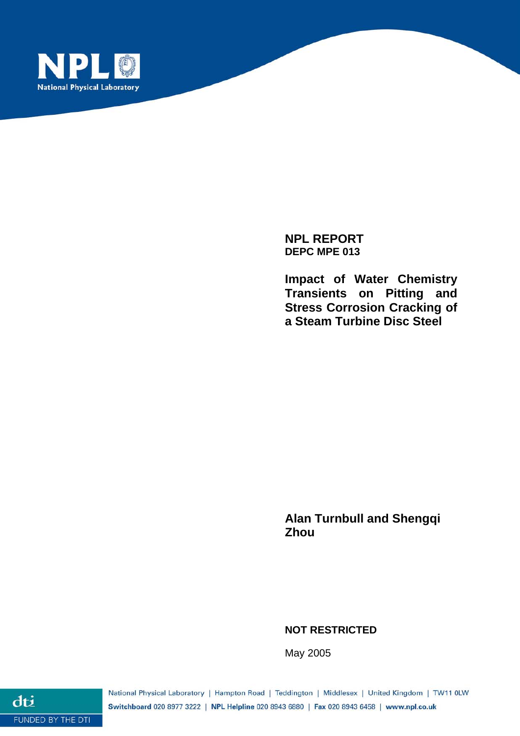NPL
National Physical Laboratory

**NPL REPORT**
**DEPC MPE 013**

# Impact of Water Chemistry Transients on Pitting and Stress Corrosion Cracking of a Steam Turbine Disc Steel

**Alan Turnbull and Shengqi Zhou**

**NOT RESTRICTED**

May 2005

National Physical Laboratory | Hampton Road | Teddington | Middlesex | United Kingdom | TW11 0LW
**Switchboard** 020 8977 3222 | **NPL Helpline** 020 8943 6880 | **Fax** 020 8943 6458 | **www.npl.co.uk**

dti
FUNDED BY THE DTI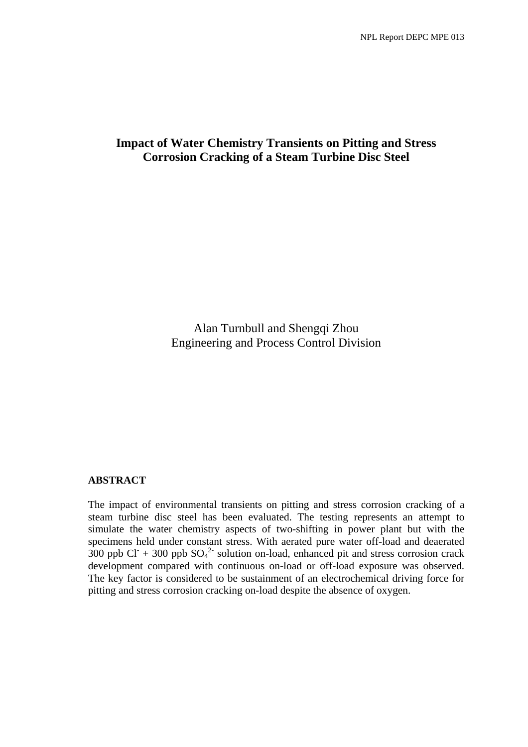# Impact of Water Chemistry Transients on Pitting and Stress Corrosion Cracking of a Steam Turbine Disc Steel

Alan Turnbull and Shengqi Zhou
Engineering and Process Control Division

## ABSTRACT

The impact of environmental transients on pitting and stress corrosion cracking of a steam turbine disc steel has been evaluated. The testing represents an attempt to simulate the water chemistry aspects of two-shifting in power plant but with the specimens held under constant stress. With aerated pure water off-load and deaerated 300 ppb $Cl^-$ + 300 ppb $SO_4^{2-}$ solution on-load, enhanced pit and stress corrosion crack development compared with continuous on-load or off-load exposure was observed. The key factor is considered to be sustainment of an electrochemical driving force for pitting and stress corrosion cracking on-load despite the absence of oxygen.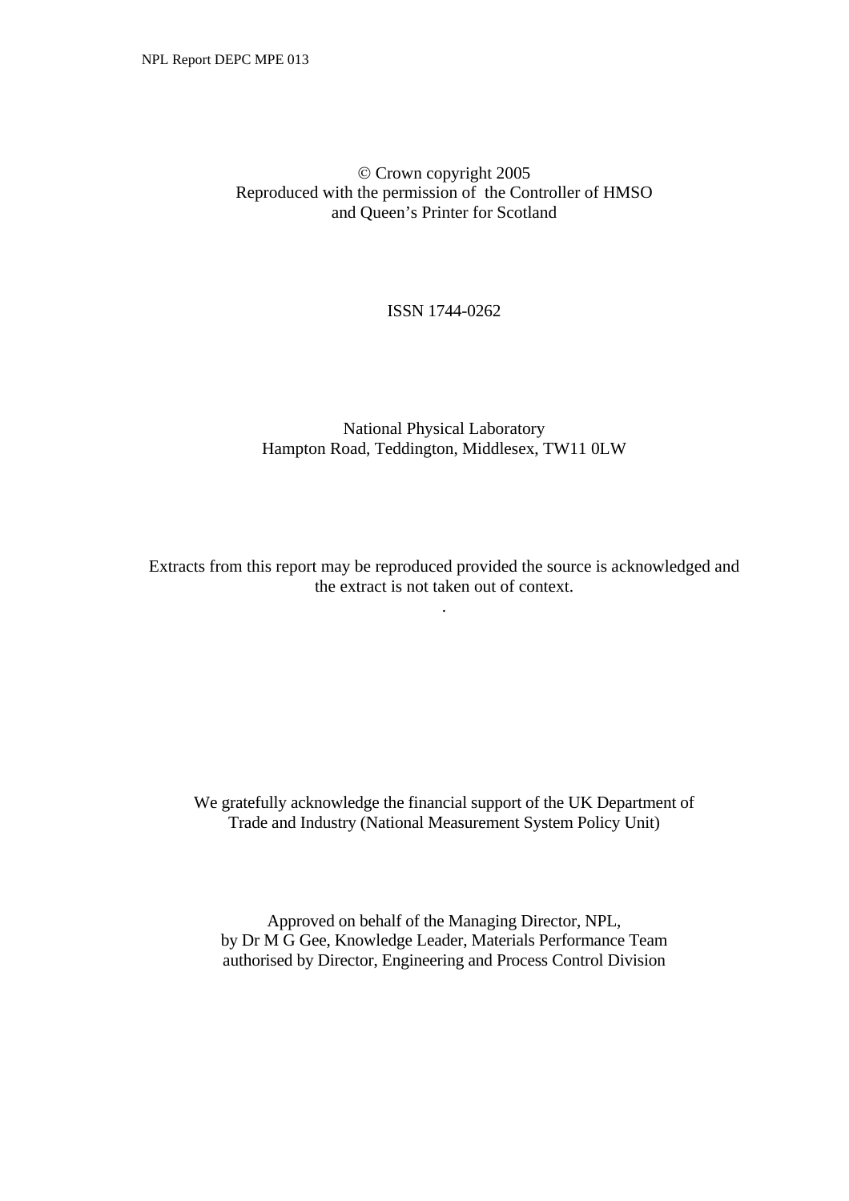© Crown copyright 2005
Reproduced with the permission of the Controller of HMSO
and Queen's Printer for Scotland

ISSN 1744-0262

National Physical Laboratory
Hampton Road, Teddington, Middlesex, TW11 0LW

Extracts from this report may be reproduced provided the source is acknowledged and the extract is not taken out of context.

We gratefully acknowledge the financial support of the UK Department of Trade and Industry (National Measurement System Policy Unit)

Approved on behalf of the Managing Director, NPL,
by Dr M G Gee, Knowledge Leader, Materials Performance Team
authorised by Director, Engineering and Process Control Division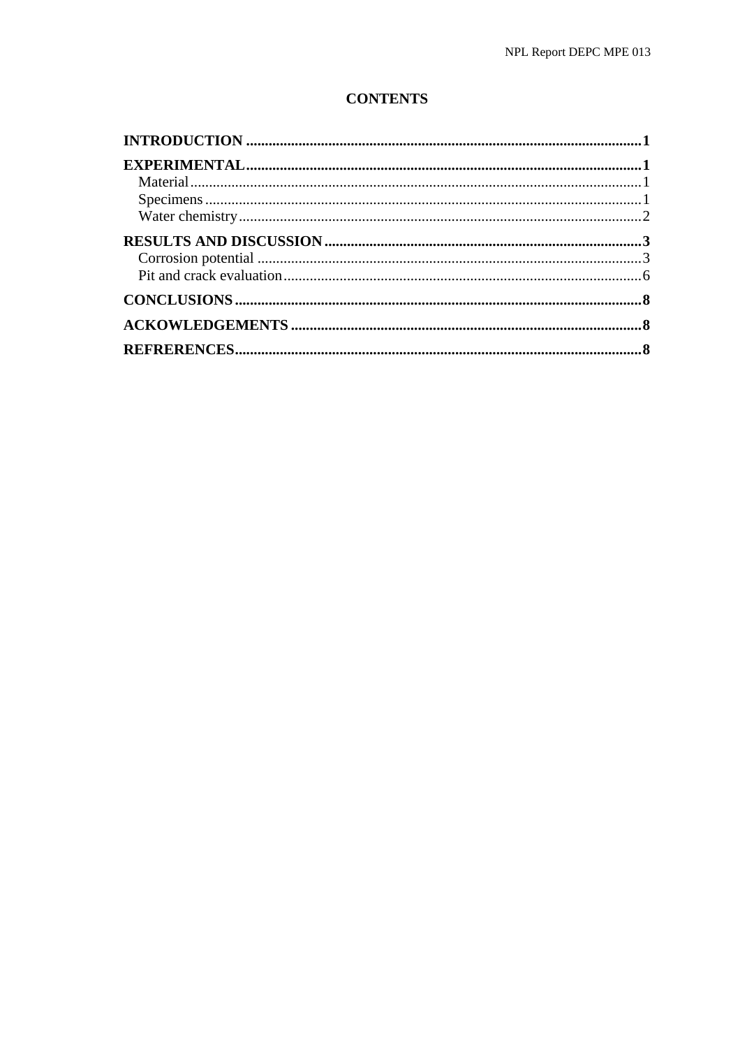# CONTENTS

**INTRODUCTION** ......................................................................................................... **1**

**EXPERIMENTAL**......................................................................................................... **1**

- Material......................................................................................................................... 1
- Specimens ..................................................................................................................... 1
- Water chemistry............................................................................................................ 2

**RESULTS AND DISCUSSION** ..................................................................................... **3**

- Corrosion potential ....................................................................................................... 3
- Pit and crack evaluation................................................................................................ 6

**CONCLUSIONS** ............................................................................................................ **8**

**ACKOWLEDGEMENTS** ............................................................................................. **8**

**REFRERENCES**............................................................................................................ **8**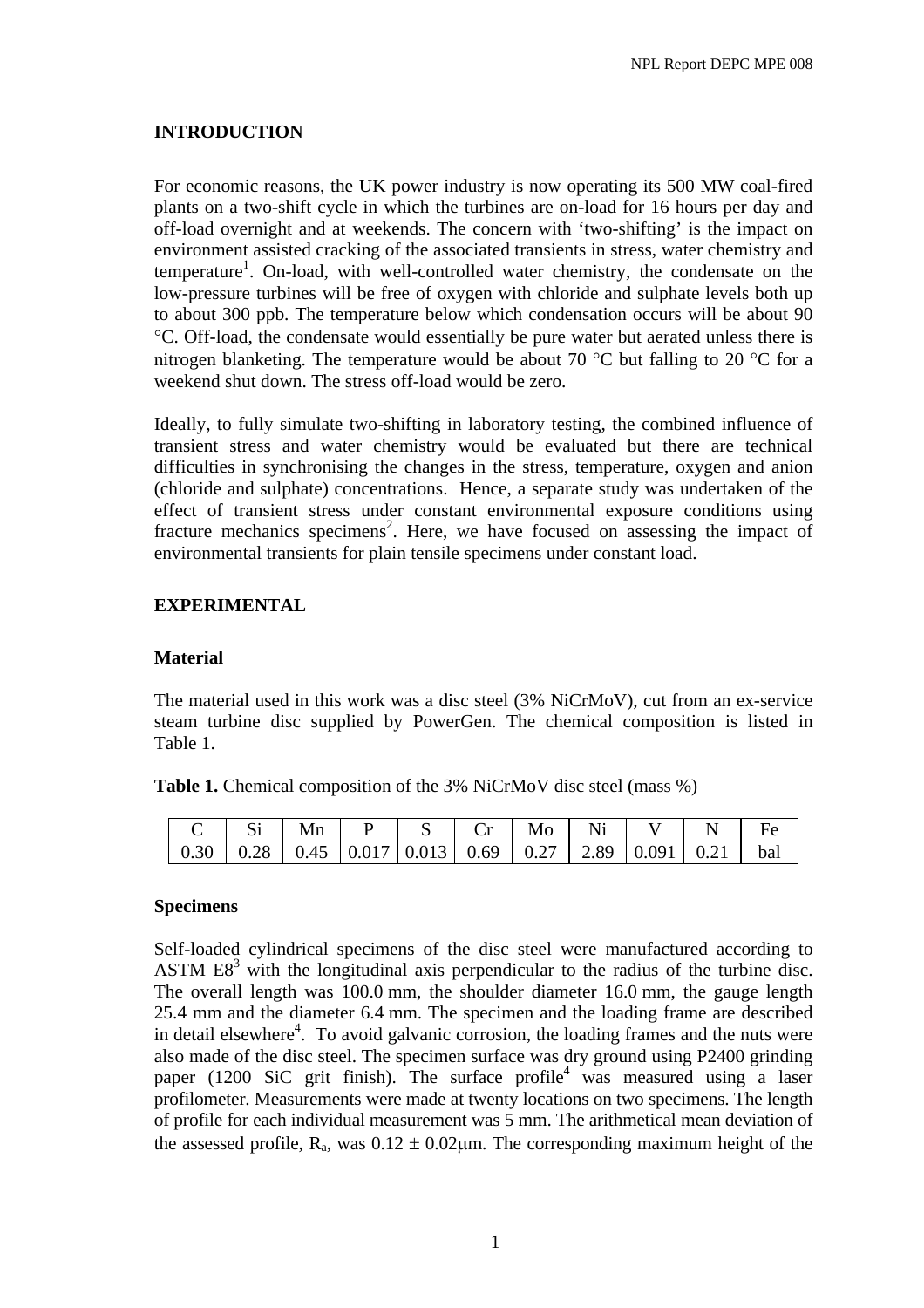## INTRODUCTION

For economic reasons, the UK power industry is now operating its 500 MW coal-fired plants on a two-shift cycle in which the turbines are on-load for 16 hours per day and off-load overnight and at weekends. The concern with 'two-shifting' is the impact on environment assisted cracking of the associated transients in stress, water chemistry and temperature[1]. On-load, with well-controlled water chemistry, the condensate on the low-pressure turbines will be free of oxygen with chloride and sulphate levels both up to about 300 ppb. The temperature below which condensation occurs will be about 90 °C. Off-load, the condensate would essentially be pure water but aerated unless there is nitrogen blanketing. The temperature would be about 70 °C but falling to 20 °C for a weekend shut down. The stress off-load would be zero.

Ideally, to fully simulate two-shifting in laboratory testing, the combined influence of transient stress and water chemistry would be evaluated but there are technical difficulties in synchronising the changes in the stress, temperature, oxygen and anion (chloride and sulphate) concentrations. Hence, a separate study was undertaken of the effect of transient stress under constant environmental exposure conditions using fracture mechanics specimens[2]. Here, we have focused on assessing the impact of environmental transients for plain tensile specimens under constant load.

## EXPERIMENTAL

### Material

The material used in this work was a disc steel (3% NiCrMoV), cut from an ex-service steam turbine disc supplied by PowerGen. The chemical composition is listed in Table 1.

**Table 1.** Chemical composition of the 3% NiCrMoV disc steel (mass %)

| C | Si | Mn | P | S | Cr | Mo | Ni | V | N | Fe |
|---|---|---|---|---|---|---|---|---|---|---|
| 0.30 | 0.28 | 0.45 | 0.017 | 0.013 | 0.69 | 0.27 | 2.89 | 0.091 | 0.21 | bal |

### Specimens

Self-loaded cylindrical specimens of the disc steel were manufactured according to ASTM E8[3] with the longitudinal axis perpendicular to the radius of the turbine disc. The overall length was 100.0 mm, the shoulder diameter 16.0 mm, the gauge length 25.4 mm and the diameter 6.4 mm. The specimen and the loading frame are described in detail elsewhere[4]. To avoid galvanic corrosion, the loading frames and the nuts were also made of the disc steel. The specimen surface was dry ground using P2400 grinding paper (1200 SiC grit finish). The surface profile[4] was measured using a laser profilometer. Measurements were made at twenty locations on two specimens. The length of profile for each individual measurement was 5 mm. The arithmetical mean deviation of the assessed profile, $R_a$, was $0.12 \pm 0.02\mu m$. The corresponding maximum height of the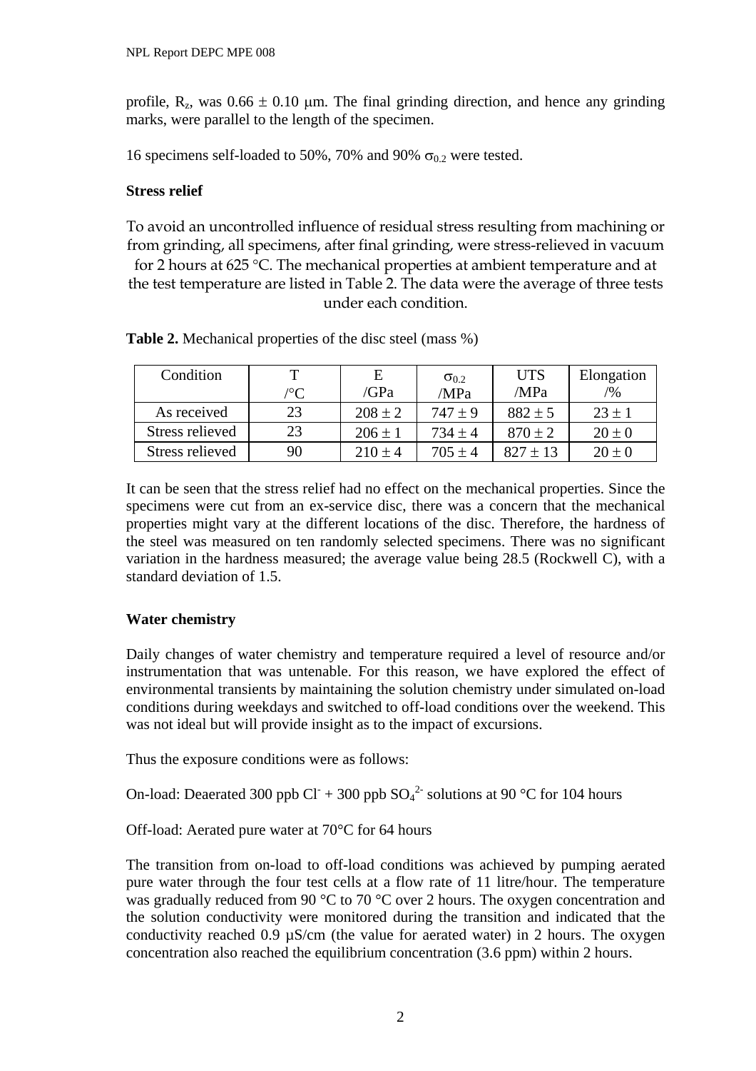profile, $R_z$, was $0.66 \pm 0.10$ μm. The final grinding direction, and hence any grinding marks, were parallel to the length of the specimen.

16 specimens self-loaded to 50%, 70% and 90% $\sigma_{0.2}$ were tested.

**Stress relief**

To avoid an uncontrolled influence of residual stress resulting from machining or from grinding, all specimens, after final grinding, were stress-relieved in vacuum for 2 hours at 625 °C. The mechanical properties at ambient temperature and at the test temperature are listed in Table 2. The data were the average of three tests under each condition.

**Table 2.** Mechanical properties of the disc steel (mass %)

| Condition | T /°C | E /GPa | $\sigma_{0.2}$ /MPa | UTS /MPa | Elongation /% |
|---|---|---|---|---|---|
| As received | 23 | $208 \pm 2$ | $747 \pm 9$ | $882 \pm 5$ | $23 \pm 1$ |
| Stress relieved | 23 | $206 \pm 1$ | $734 \pm 4$ | $870 \pm 2$ | $20 \pm 0$ |
| Stress relieved | 90 | $210 \pm 4$ | $705 \pm 4$ | $827 \pm 13$ | $20 \pm 0$ |

It can be seen that the stress relief had no effect on the mechanical properties. Since the specimens were cut from an ex-service disc, there was a concern that the mechanical properties might vary at the different locations of the disc. Therefore, the hardness of the steel was measured on ten randomly selected specimens. There was no significant variation in the hardness measured; the average value being 28.5 (Rockwell C), with a standard deviation of 1.5.

**Water chemistry**

Daily changes of water chemistry and temperature required a level of resource and/or instrumentation that was untenable. For this reason, we have explored the effect of environmental transients by maintaining the solution chemistry under simulated on-load conditions during weekdays and switched to off-load conditions over the weekend. This was not ideal but will provide insight as to the impact of excursions.

Thus the exposure conditions were as follows:

On-load: Deaerated 300 ppb $Cl^-$ + 300 ppb $SO_4^{2-}$ solutions at 90 °C for 104 hours

Off-load: Aerated pure water at 70°C for 64 hours

The transition from on-load to off-load conditions was achieved by pumping aerated pure water through the four test cells at a flow rate of 11 litre/hour. The temperature was gradually reduced from 90 °C to 70 °C over 2 hours. The oxygen concentration and the solution conductivity were monitored during the transition and indicated that the conductivity reached 0.9 μS/cm (the value for aerated water) in 2 hours. The oxygen concentration also reached the equilibrium concentration (3.6 ppm) within 2 hours.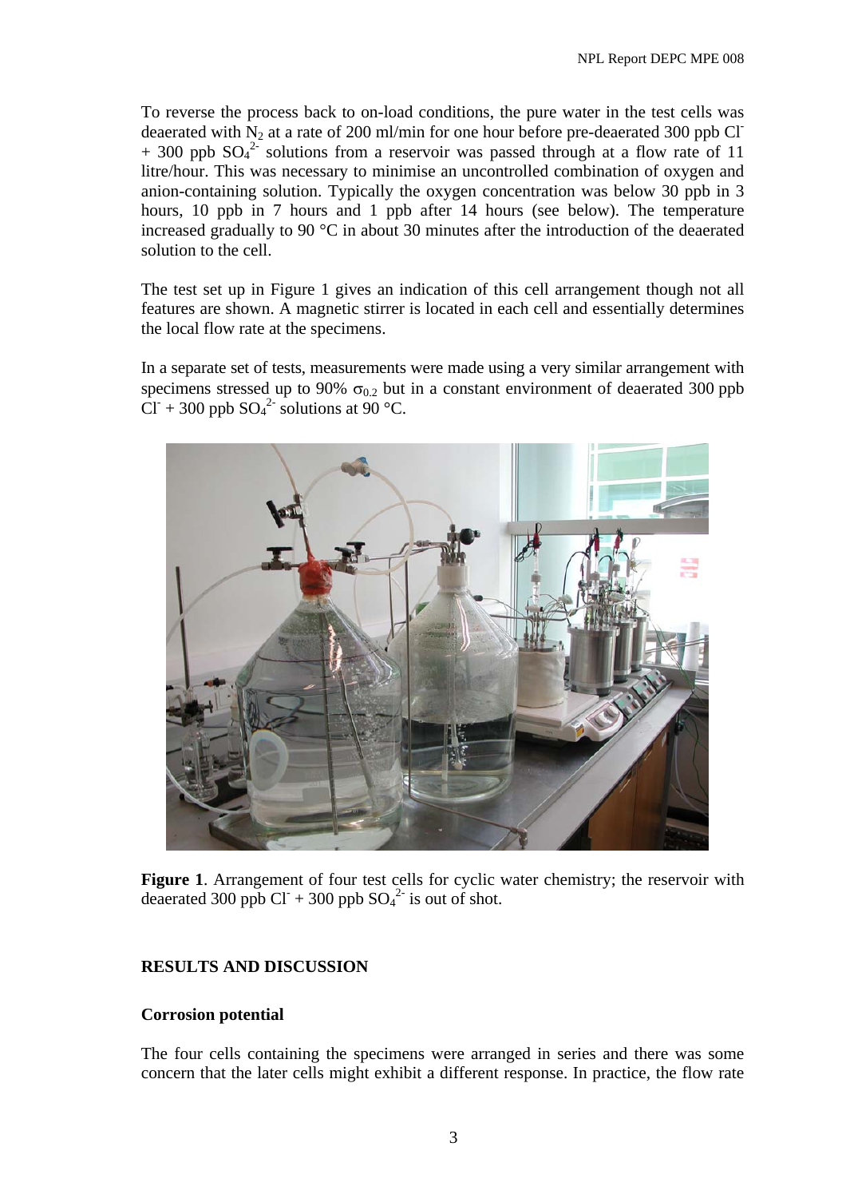To reverse the process back to on-load conditions, the pure water in the test cells was deaerated with $N_2$ at a rate of 200 ml/min for one hour before pre-deaerated 300 ppb $Cl^-$ + 300 ppb $SO_4^{2-}$ solutions from a reservoir was passed through at a flow rate of 11 litre/hour. This was necessary to minimise an uncontrolled combination of oxygen and anion-containing solution. Typically the oxygen concentration was below 30 ppb in 3 hours, 10 ppb in 7 hours and 1 ppb after 14 hours (see below). The temperature increased gradually to 90 °C in about 30 minutes after the introduction of the deaerated solution to the cell.

The test set up in Figure 1 gives an indication of this cell arrangement though not all features are shown. A magnetic stirrer is located in each cell and essentially determines the local flow rate at the specimens.

In a separate set of tests, measurements were made using a very similar arrangement with specimens stressed up to 90% $\sigma_{0.2}$ but in a constant environment of deaerated 300 ppb $Cl^-$ + 300 ppb $SO_4^{2-}$ solutions at 90 °C.

**Figure 1**. Arrangement of four test cells for cyclic water chemistry; the reservoir with deaerated 300 ppb $Cl^-$ + 300 ppb $SO_4^{2-}$ is out of shot.

## RESULTS AND DISCUSSION

### Corrosion potential

The four cells containing the specimens were arranged in series and there was some concern that the later cells might exhibit a different response. In practice, the flow rate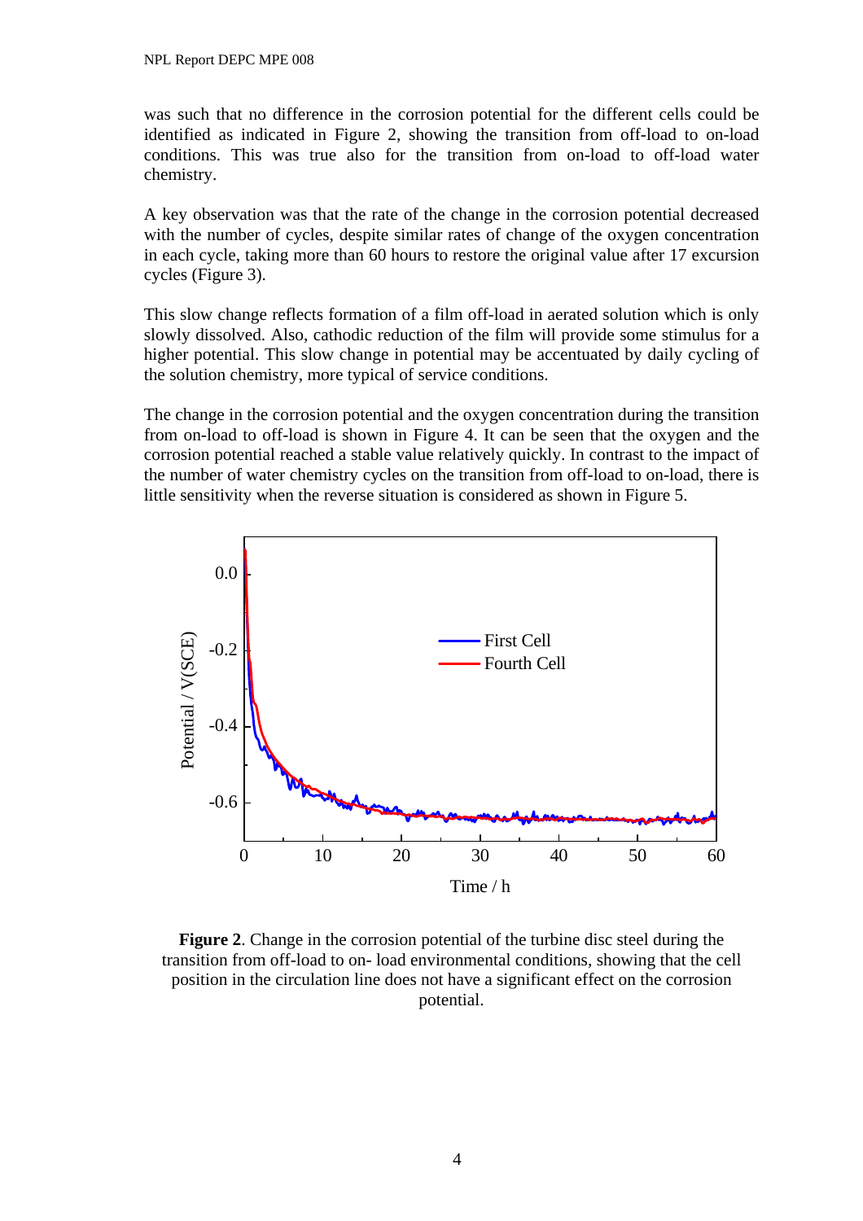was such that no difference in the corrosion potential for the different cells could be identified as indicated in Figure 2, showing the transition from off-load to on-load conditions. This was true also for the transition from on-load to off-load water chemistry.

A key observation was that the rate of the change in the corrosion potential decreased with the number of cycles, despite similar rates of change of the oxygen concentration in each cycle, taking more than 60 hours to restore the original value after 17 excursion cycles (Figure 3).

This slow change reflects formation of a film off-load in aerated solution which is only slowly dissolved. Also, cathodic reduction of the film will provide some stimulus for a higher potential. This slow change in potential may be accentuated by daily cycling of the solution chemistry, more typical of service conditions.

The change in the corrosion potential and the oxygen concentration during the transition from on-load to off-load is shown in Figure 4. It can be seen that the oxygen and the corrosion potential reached a stable value relatively quickly. In contrast to the impact of the number of water chemistry cycles on the transition from off-load to on-load, there is little sensitivity when the reverse situation is considered as shown in Figure 5.

**Figure 2**. Change in the corrosion potential of the turbine disc steel during the transition from off-load to on- load environmental conditions, showing that the cell position in the circulation line does not have a significant effect on the corrosion potential.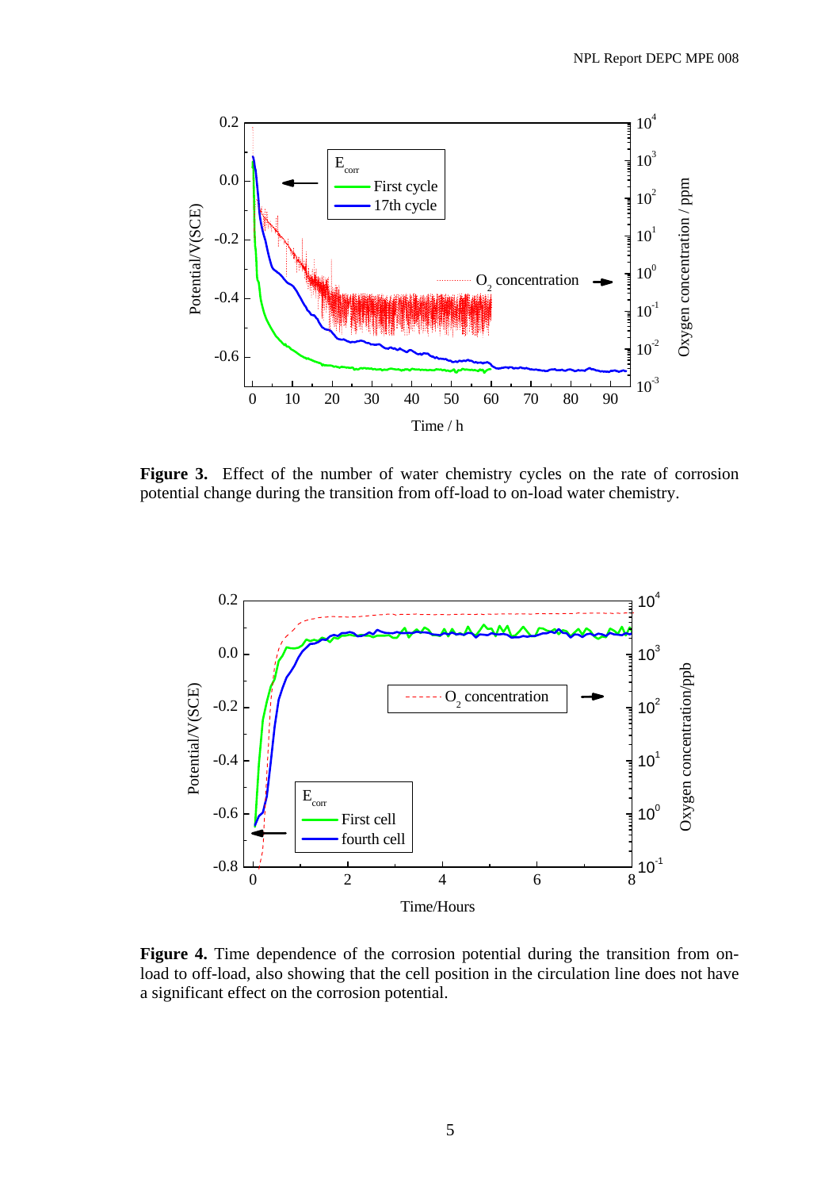**Figure 3.** Effect of the number of water chemistry cycles on the rate of corrosion potential change during the transition from off-load to on-load water chemistry.

**Figure 4.** Time dependence of the corrosion potential during the transition from on-load to off-load, also showing that the cell position in the circulation line does not have a significant effect on the corrosion potential.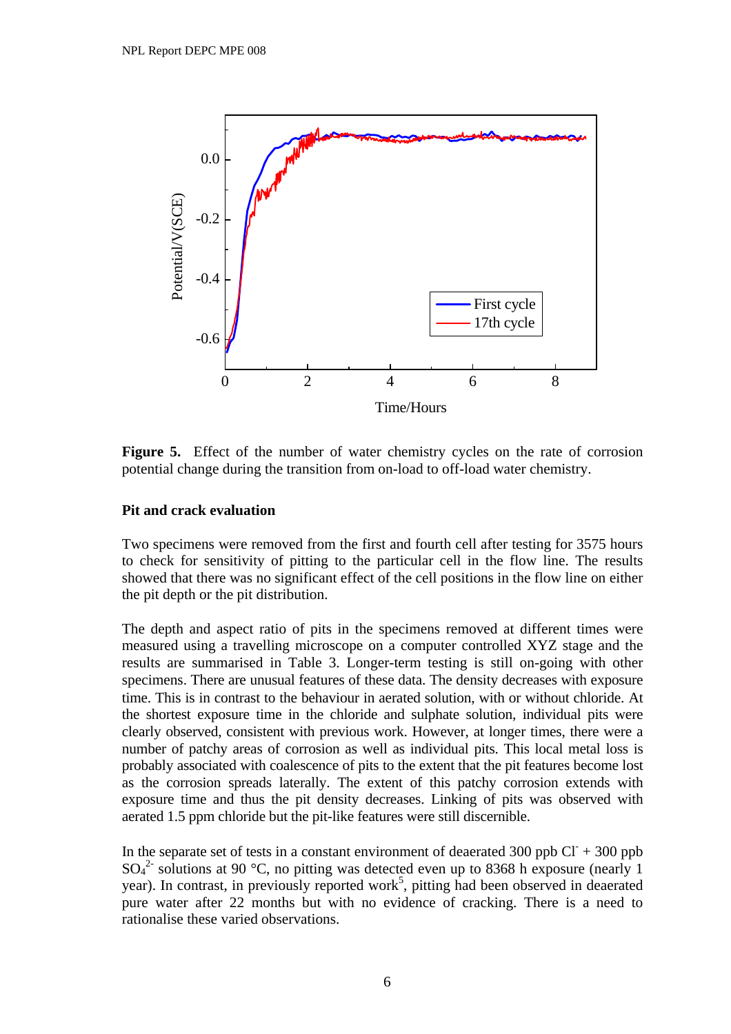**Figure 5.** Effect of the number of water chemistry cycles on the rate of corrosion potential change during the transition from on-load to off-load water chemistry.

### Pit and crack evaluation

Two specimens were removed from the first and fourth cell after testing for 3575 hours to check for sensitivity of pitting to the particular cell in the flow line. The results showed that there was no significant effect of the cell positions in the flow line on either the pit depth or the pit distribution.

The depth and aspect ratio of pits in the specimens removed at different times were measured using a travelling microscope on a computer controlled XYZ stage and the results are summarised in Table 3. Longer-term testing is still on-going with other specimens. There are unusual features of these data. The density decreases with exposure time. This is in contrast to the behaviour in aerated solution, with or without chloride. At the shortest exposure time in the chloride and sulphate solution, individual pits were clearly observed, consistent with previous work. However, at longer times, there were a number of patchy areas of corrosion as well as individual pits. This local metal loss is probably associated with coalescence of pits to the extent that the pit features become lost as the corrosion spreads laterally. The extent of this patchy corrosion extends with exposure time and thus the pit density decreases. Linking of pits was observed with aerated 1.5 ppm chloride but the pit-like features were still discernible.

In the separate set of tests in a constant environment of deaerated 300 ppb $Cl^-$ + 300 ppb $SO_4^{2-}$ solutions at 90 °C, no pitting was detected even up to 8368 h exposure (nearly 1 year). In contrast, in previously reported work[5], pitting had been observed in deaerated pure water after 22 months but with no evidence of cracking. There is a need to rationalise these varied observations.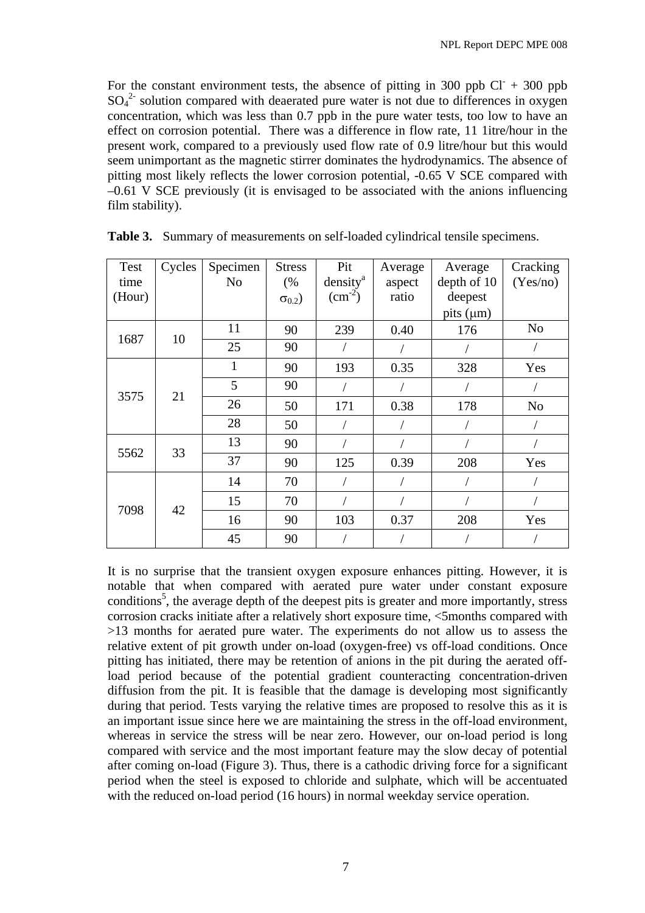For the constant environment tests, the absence of pitting in 300 ppb $Cl^-$ + 300 ppb $SO_4^{2-}$ solution compared with deaerated pure water is not due to differences in oxygen concentration, which was less than 0.7 ppb in the pure water tests, too low to have an effect on corrosion potential. There was a difference in flow rate, 11 1itre/hour in the present work, compared to a previously used flow rate of 0.9 litre/hour but this would seem unimportant as the magnetic stirrer dominates the hydrodynamics. The absence of pitting most likely reflects the lower corrosion potential, -0.65 V SCE compared with –0.61 V SCE previously (it is envisaged to be associated with the anions influencing film stability).

**Table 3.** Summary of measurements on self-loaded cylindrical tensile specimens.

| Test time (Hour) | Cycles | Specimen No | Stress (% $\sigma_{0.2}$) | Pit density[a] ($cm^{-2}$) | Average aspect ratio | Average depth of 10 deepest pits ($\mu$m) | Cracking (Yes/no) |
|---|---|---|---|---|---|---|---|
| 1687 | 10 | 11 | 90 | 239 | 0.40 | 176 | No |
| | | 25 | 90 | / | / | / | / |
| 3575 | 21 | 1 | 90 | 193 | 0.35 | 328 | Yes |
| | | 5 | 90 | / | / | / | / |
| | | 26 | 50 | 171 | 0.38 | 178 | No |
| | | 28 | 50 | / | / | / | / |
| 5562 | 33 | 13 | 90 | / | / | / | / |
| | | 37 | 90 | 125 | 0.39 | 208 | Yes |
| 7098 | 42 | 14 | 70 | / | / | / | / |
| | | 15 | 70 | / | / | / | / |
| | | 16 | 90 | 103 | 0.37 | 208 | Yes |
| | | 45 | 90 | / | / | / | / |

It is no surprise that the transient oxygen exposure enhances pitting. However, it is notable that when compared with aerated pure water under constant exposure conditions[5], the average depth of the deepest pits is greater and more importantly, stress corrosion cracks initiate after a relatively short exposure time, <5months compared with >13 months for aerated pure water. The experiments do not allow us to assess the relative extent of pit growth under on-load (oxygen-free) vs off-load conditions. Once pitting has initiated, there may be retention of anions in the pit during the aerated off-load period because of the potential gradient counteracting concentration-driven diffusion from the pit. It is feasible that the damage is developing most significantly during that period. Tests varying the relative times are proposed to resolve this as it is an important issue since here we are maintaining the stress in the off-load environment, whereas in service the stress will be near zero. However, our on-load period is long compared with service and the most important feature may the slow decay of potential after coming on-load (Figure 3). Thus, there is a cathodic driving force for a significant period when the steel is exposed to chloride and sulphate, which will be accentuated with the reduced on-load period (16 hours) in normal weekday service operation.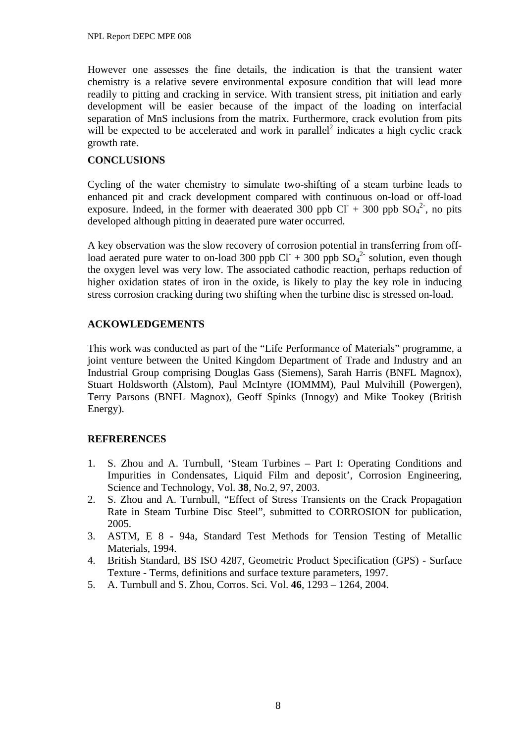However one assesses the fine details, the indication is that the transient water chemistry is a relative severe environmental exposure condition that will lead more readily to pitting and cracking in service. With transient stress, pit initiation and early development will be easier because of the impact of the loading on interfacial separation of MnS inclusions from the matrix. Furthermore, crack evolution from pits will be expected to be accelerated and work in parallel[2] indicates a high cyclic crack growth rate.

## CONCLUSIONS

Cycling of the water chemistry to simulate two-shifting of a steam turbine leads to enhanced pit and crack development compared with continuous on-load or off-load exposure. Indeed, in the former with deaerated 300 ppb $Cl^-$ + 300 ppb $SO_4^{2-}$, no pits developed although pitting in deaerated pure water occurred.

A key observation was the slow recovery of corrosion potential in transferring from off-load aerated pure water to on-load 300 ppb $Cl^-$ + 300 ppb $SO_4^{2-}$ solution, even though the oxygen level was very low. The associated cathodic reaction, perhaps reduction of higher oxidation states of iron in the oxide, is likely to play the key role in inducing stress corrosion cracking during two shifting when the turbine disc is stressed on-load.

## ACKOWLEDGEMENTS

This work was conducted as part of the “Life Performance of Materials” programme, a joint venture between the United Kingdom Department of Trade and Industry and an Industrial Group comprising Douglas Gass (Siemens), Sarah Harris (BNFL Magnox), Stuart Holdsworth (Alstom), Paul McIntyre (IOMMM), Paul Mulvihill (Powergen), Terry Parsons (BNFL Magnox), Geoff Spinks (Innogy) and Mike Tookey (British Energy).

## REFRERENCES

1. S. Zhou and A. Turnbull, ‘Steam Turbines – Part I: Operating Conditions and Impurities in Condensates, Liquid Film and deposit’, Corrosion Engineering, Science and Technology, Vol. **38**, No.2, 97, 2003.
2. S. Zhou and A. Turnbull, “Effect of Stress Transients on the Crack Propagation Rate in Steam Turbine Disc Steel”, submitted to CORROSION for publication, 2005.
3. ASTM, E 8 - 94a, Standard Test Methods for Tension Testing of Metallic Materials, 1994.
4. British Standard, BS ISO 4287, Geometric Product Specification (GPS) - Surface Texture - Terms, definitions and surface texture parameters, 1997.
5. A. Turnbull and S. Zhou, Corros. Sci. Vol. **46**, 1293 – 1264, 2004.